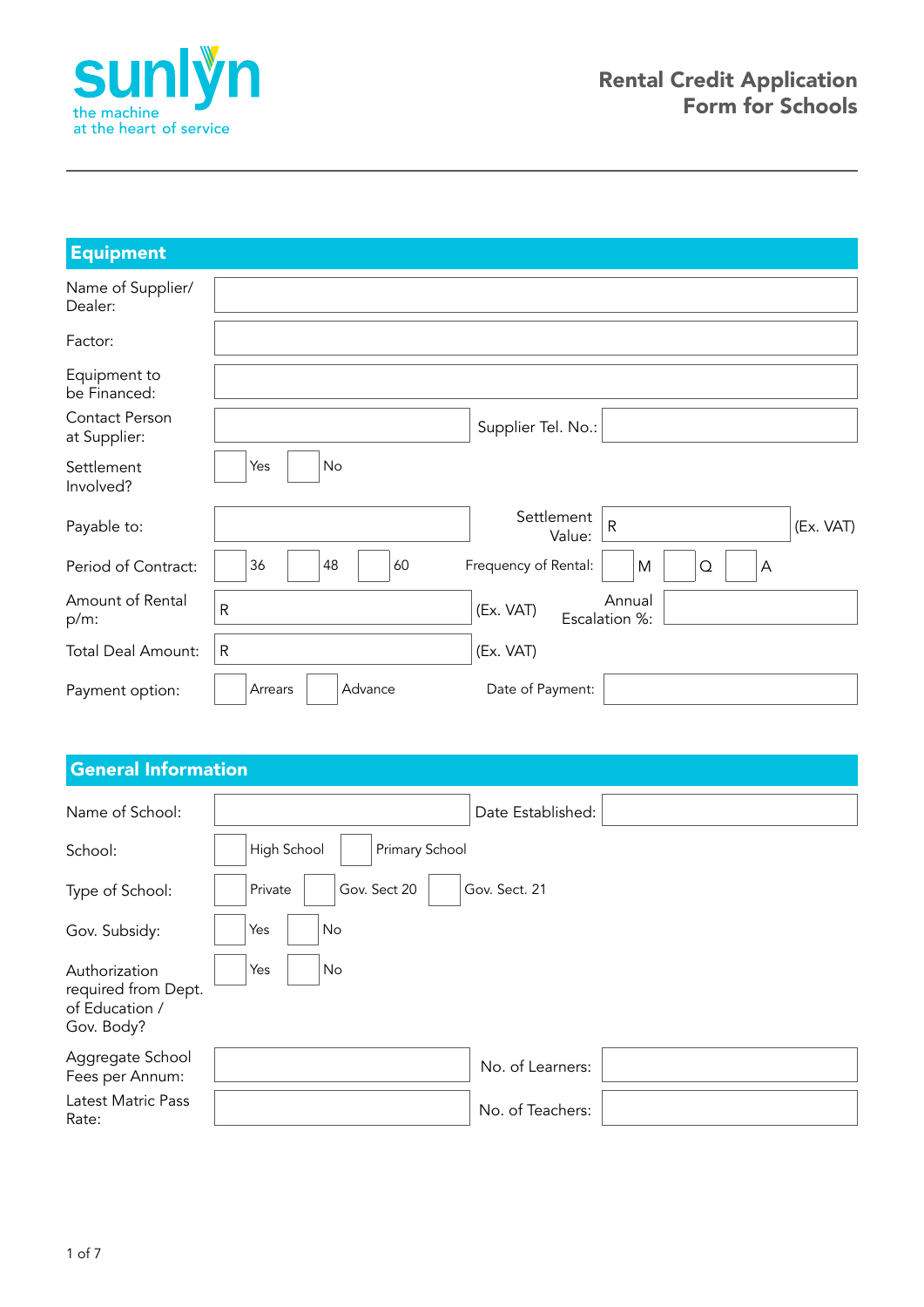sunlyn
the machine
at the heart of service

# Rental Credit Application Form for Schools

## Equipment

| | | | |
|---|---|---|---|
| Name of Supplier/ Dealer: | | | |
| Factor: | | | |
| Equipment to be Financed: | | | |
| Contact Person at Supplier: | | Supplier Tel. No.: | |
| Settlement Involved? | ☐ Yes ☐ No | | |
| Payable to: | | Settlement Value: | R (Ex. VAT) |
| Period of Contract: | ☐ 36 ☐ 48 ☐ 60 | Frequency of Rental: | ☐ M ☐ Q ☐ A |
| Amount of Rental p/m: | R (Ex. VAT) | Annual Escalation %: | |
| Total Deal Amount: | R (Ex. VAT) | | |
| Payment option: | ☐ Arrears ☐ Advance | Date of Payment: | |

## General Information

| | | | |
|---|---|---|---|
| Name of School: | | Date Established: | |
| School: | ☐ High School ☐ Primary School | | |
| Type of School: | ☐ Private ☐ Gov. Sect 20 ☐ Gov. Sect. 21 | | |
| Gov. Subsidy: | ☐ Yes ☐ No | | |
| Authorization required from Dept. of Education / Gov. Body? | ☐ Yes ☐ No | | |
| Aggregate School Fees per Annum: | | No. of Learners: | |
| Latest Matric Pass Rate: | | No. of Teachers: | |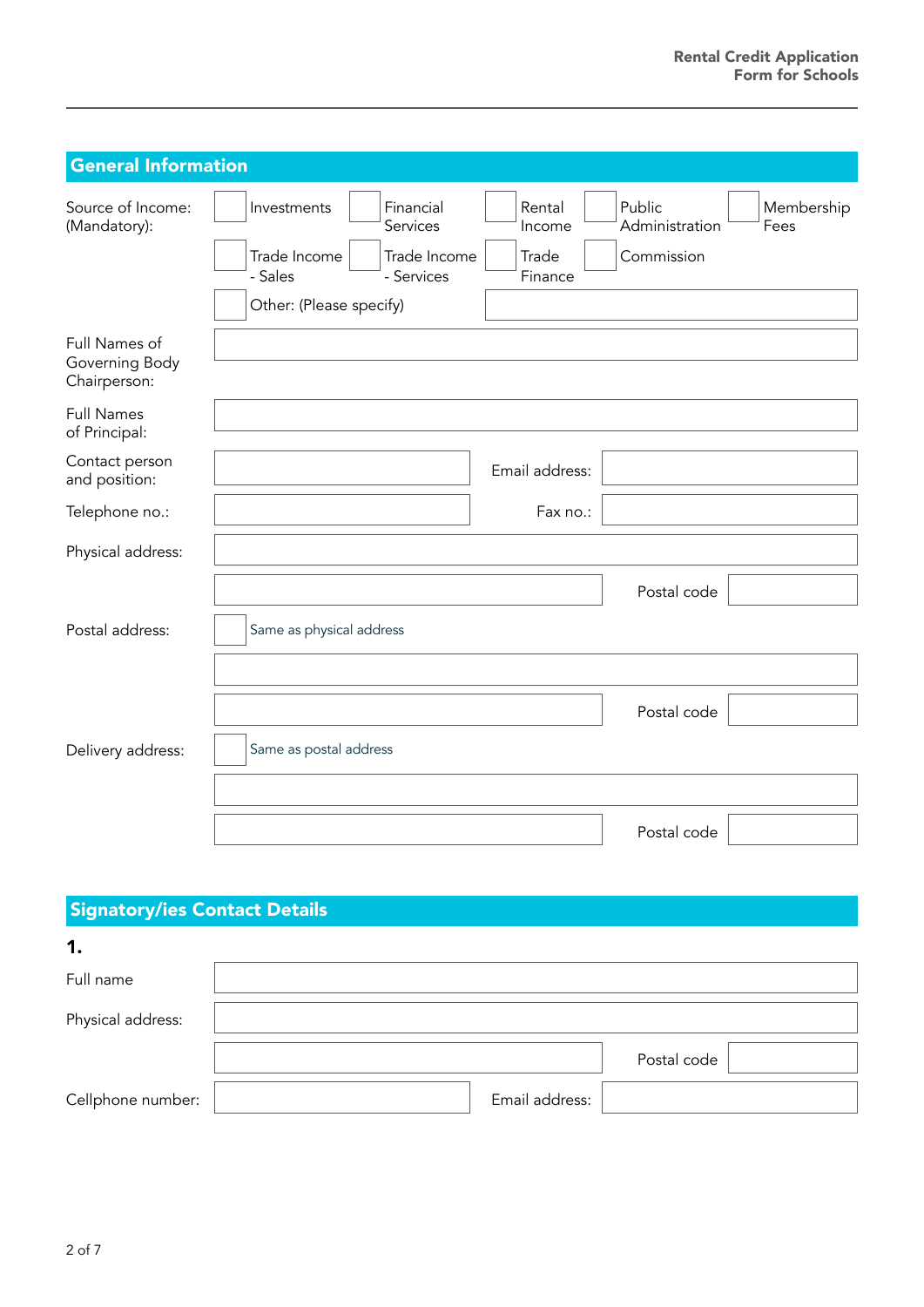## General Information

Source of Income: (Mandatory):

- ☐ Investments
- ☐ Financial Services
- ☐ Rental Income
- ☐ Public Administration
- ☐ Membership Fees
- ☐ Trade Income - Sales
- ☐ Trade Income - Services
- ☐ Trade Finance
- ☐ Commission
- ☐ Other: (Please specify) \_\_\_\_\_\_\_\_\_\_

Full Names of Governing Body Chairperson: \_\_\_\_\_\_\_\_\_\_

Full Names of Principal: \_\_\_\_\_\_\_\_\_\_

Contact person and position: \_\_\_\_\_\_\_\_\_\_ Email address: \_\_\_\_\_\_\_\_\_\_

Telephone no.: \_\_\_\_\_\_\_\_\_\_ Fax no.: \_\_\_\_\_\_\_\_\_\_

Physical address: \_\_\_\_\_\_\_\_\_\_

\_\_\_\_\_\_\_\_\_\_ Postal code \_\_\_\_\_\_\_\_\_\_

Postal address: ☐ Same as physical address

\_\_\_\_\_\_\_\_\_\_

\_\_\_\_\_\_\_\_\_\_ Postal code \_\_\_\_\_\_\_\_\_\_

Delivery address: ☐ Same as postal address

\_\_\_\_\_\_\_\_\_\_

\_\_\_\_\_\_\_\_\_\_ Postal code \_\_\_\_\_\_\_\_\_\_

## Signatory/ies Contact Details

**1.**

Full name \_\_\_\_\_\_\_\_\_\_

Physical address: \_\_\_\_\_\_\_\_\_\_

\_\_\_\_\_\_\_\_\_\_ Postal code \_\_\_\_\_\_\_\_\_\_

Cellphone number: \_\_\_\_\_\_\_\_\_\_ Email address: \_\_\_\_\_\_\_\_\_\_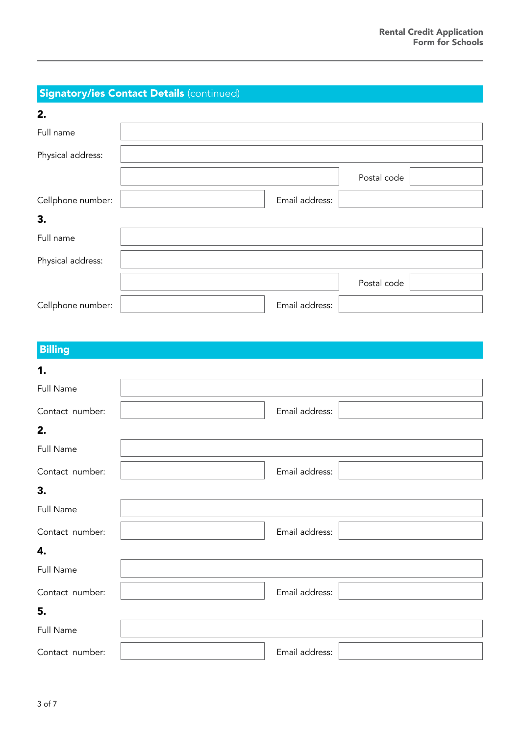## Signatory/ies Contact Details (continued)

**2.**

Full name

Physical address:

Postal code

Cellphone number: Email address:

**3.**

Full name

Physical address:

Postal code

Cellphone number: Email address:

## Billing

**1.**

Full Name

Contact number: Email address:

**2.**

Full Name

Contact number: Email address:

**3.**

Full Name

Contact number: Email address:

**4.**

Full Name

Contact number: Email address:

**5.**

Full Name

Contact number: Email address: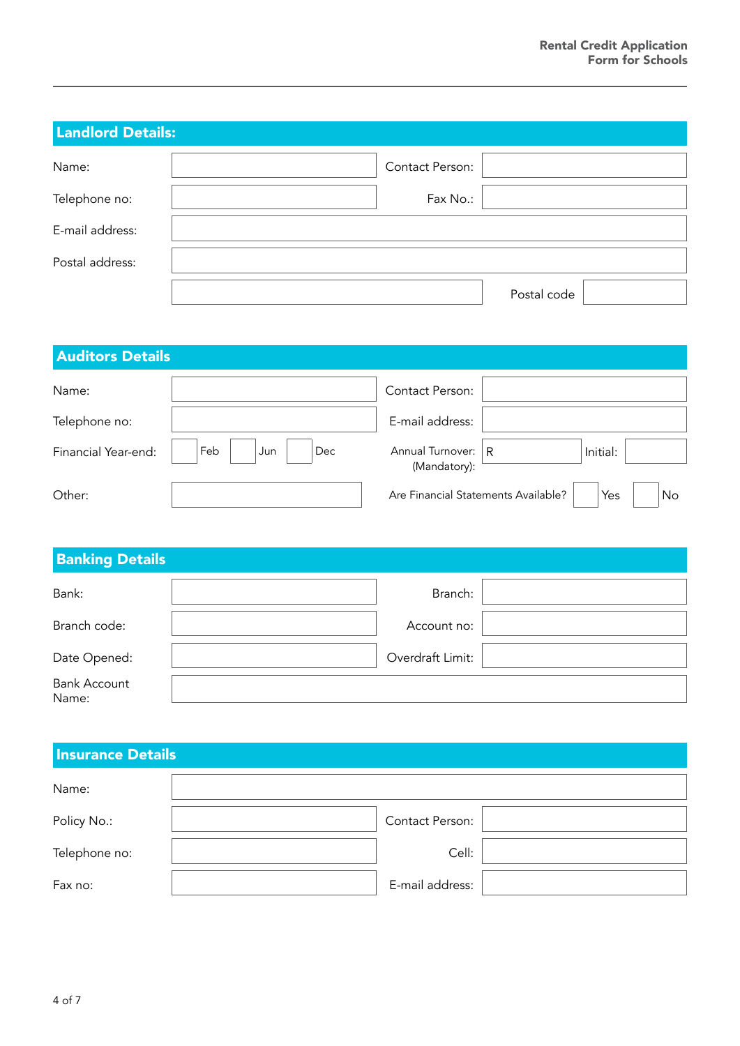## Landlord Details:

| | | | |
|---|---|---|---|
| Name: | | Contact Person: | |
| Telephone no: | | Fax No.: | |
| E-mail address: | | | |
| Postal address: | | | |
| | | Postal code | |

## Auditors Details

| | | | |
|---|---|---|---|
| Name: | | Contact Person: | |
| Telephone no: | | E-mail address: | |
| Financial Year-end: | ☐ Feb ☐ Jun ☐ Dec | Annual Turnover: (Mandatory): | R | Initial: |
| Other: | | Are Financial Statements Available? | ☐ Yes ☐ No |

## Banking Details

| | | | |
|---|---|---|---|
| Bank: | | Branch: | |
| Branch code: | | Account no: | |
| Date Opened: | | Overdraft Limit: | |
| Bank Account Name: | | | |

## Insurance Details

| | | | |
|---|---|---|---|
| Name: | | | |
| Policy No.: | | Contact Person: | |
| Telephone no: | | Cell: | |
| Fax no: | | E-mail address: | |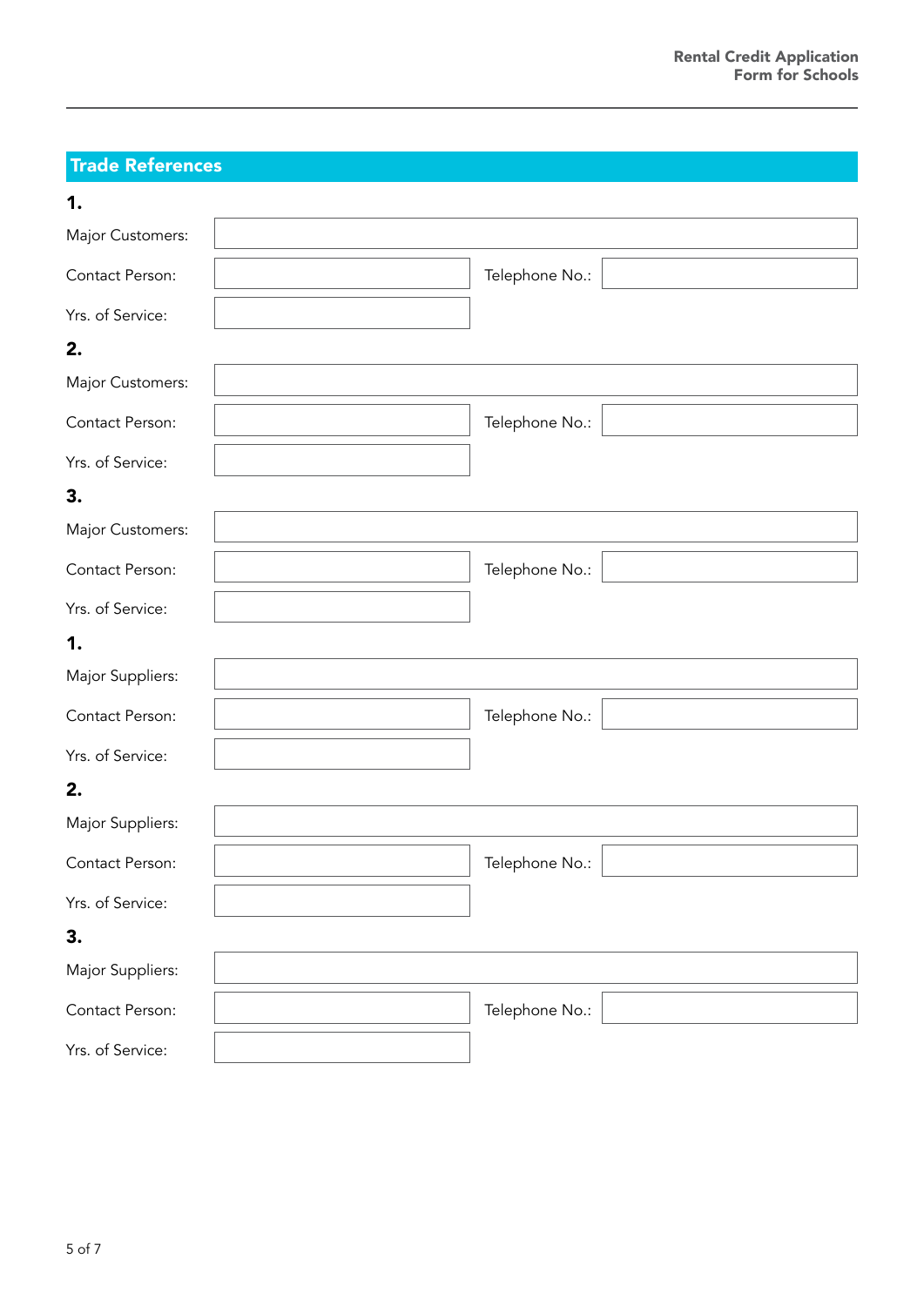## Trade References

**1.**

| | | | |
|---|---|---|---|
| Major Customers: | | | |
| Contact Person: | | Telephone No.: | |
| Yrs. of Service: | | | |

**2.**

| | | | |
|---|---|---|---|
| Major Customers: | | | |
| Contact Person: | | Telephone No.: | |
| Yrs. of Service: | | | |

**3.**

| | | | |
|---|---|---|---|
| Major Customers: | | | |
| Contact Person: | | Telephone No.: | |
| Yrs. of Service: | | | |

**1.**

| | | | |
|---|---|---|---|
| Major Suppliers: | | | |
| Contact Person: | | Telephone No.: | |
| Yrs. of Service: | | | |

**2.**

| | | | |
|---|---|---|---|
| Major Suppliers: | | | |
| Contact Person: | | Telephone No.: | |
| Yrs. of Service: | | | |

**3.**

| | | | |
|---|---|---|---|
| Major Suppliers: | | | |
| Contact Person: | | Telephone No.: | |
| Yrs. of Service: | | | |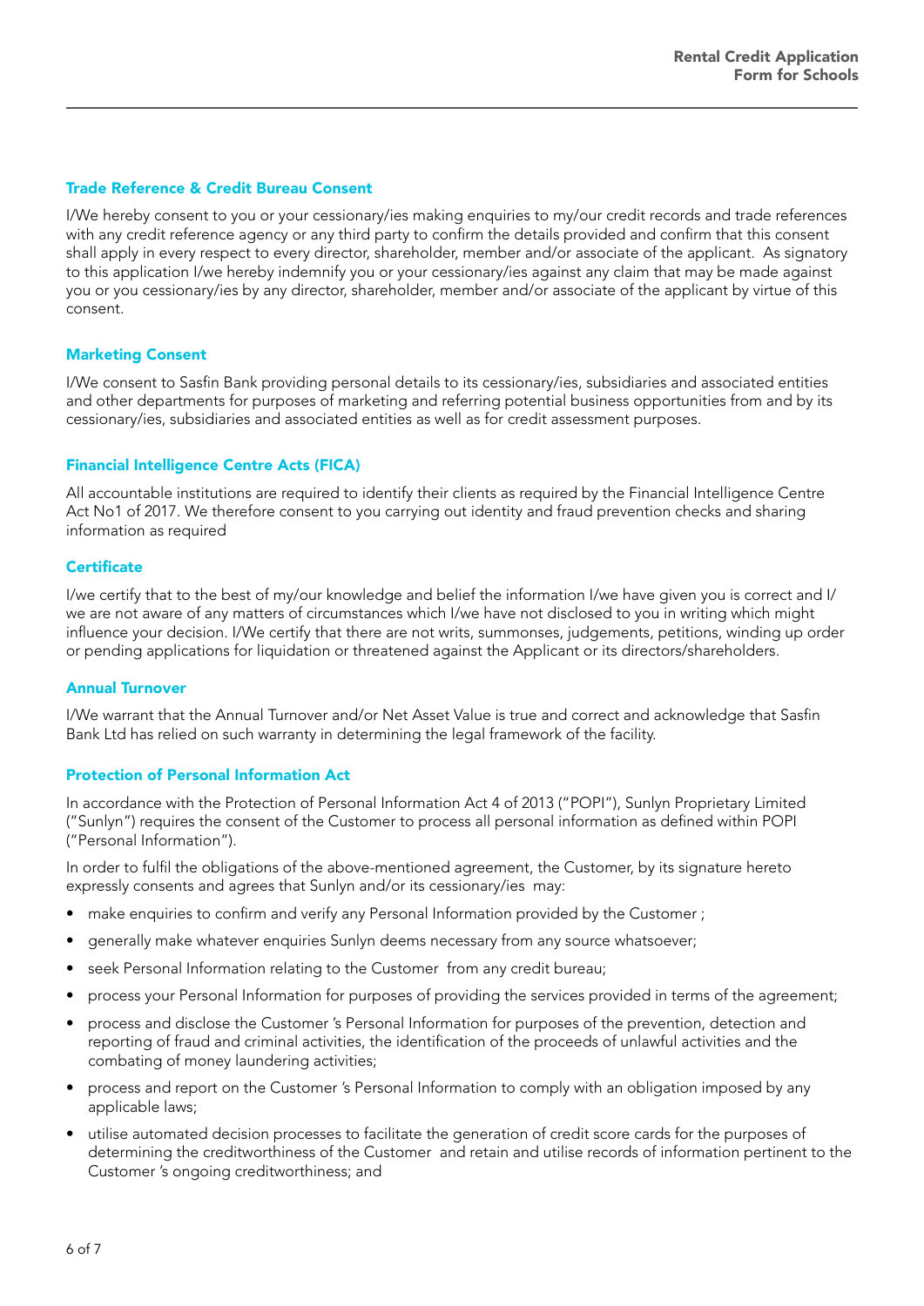### Trade Reference & Credit Bureau Consent

I/We hereby consent to you or your cessionary/ies making enquiries to my/our credit records and trade references with any credit reference agency or any third party to confirm the details provided and confirm that this consent shall apply in every respect to every director, shareholder, member and/or associate of the applicant. As signatory to this application I/we hereby indemnify you or your cessionary/ies against any claim that may be made against you or you cessionary/ies by any director, shareholder, member and/or associate of the applicant by virtue of this consent.

### Marketing Consent

I/We consent to Sasfin Bank providing personal details to its cessionary/ies, subsidiaries and associated entities and other departments for purposes of marketing and referring potential business opportunities from and by its cessionary/ies, subsidiaries and associated entities as well as for credit assessment purposes.

### Financial Intelligence Centre Acts (FICA)

All accountable institutions are required to identify their clients as required by the Financial Intelligence Centre Act No1 of 2017. We therefore consent to you carrying out identity and fraud prevention checks and sharing information as required

### Certificate

I/we certify that to the best of my/our knowledge and belief the information I/we have given you is correct and I/we are not aware of any matters of circumstances which I/we have not disclosed to you in writing which might influence your decision. I/We certify that there are not writs, summonses, judgements, petitions, winding up order or pending applications for liquidation or threatened against the Applicant or its directors/shareholders.

### Annual Turnover

I/We warrant that the Annual Turnover and/or Net Asset Value is true and correct and acknowledge that Sasfin Bank Ltd has relied on such warranty in determining the legal framework of the facility.

### Protection of Personal Information Act

In accordance with the Protection of Personal Information Act 4 of 2013 ("POPI"), Sunlyn Proprietary Limited ("Sunlyn") requires the consent of the Customer to process all personal information as defined within POPI ("Personal Information").

In order to fulfil the obligations of the above-mentioned agreement, the Customer, by its signature hereto expressly consents and agrees that Sunlyn and/or its cessionary/ies may:

- make enquiries to confirm and verify any Personal Information provided by the Customer ;
- generally make whatever enquiries Sunlyn deems necessary from any source whatsoever;
- seek Personal Information relating to the Customer from any credit bureau;
- process your Personal Information for purposes of providing the services provided in terms of the agreement;
- process and disclose the Customer 's Personal Information for purposes of the prevention, detection and reporting of fraud and criminal activities, the identification of the proceeds of unlawful activities and the combating of money laundering activities;
- process and report on the Customer 's Personal Information to comply with an obligation imposed by any applicable laws;
- utilise automated decision processes to facilitate the generation of credit score cards for the purposes of determining the creditworthiness of the Customer and retain and utilise records of information pertinent to the Customer 's ongoing creditworthiness; and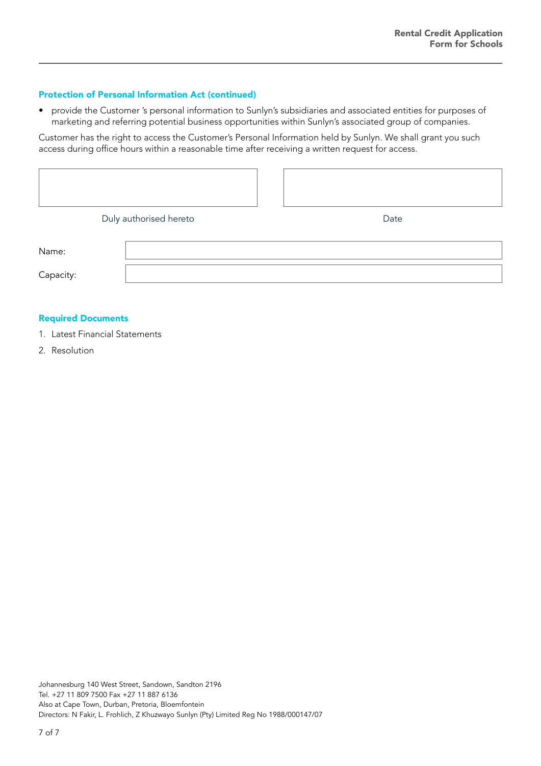## Protection of Personal Information Act (continued)

- provide the Customer 's personal information to Sunlyn's subsidiaries and associated entities for purposes of marketing and referring potential business opportunities within Sunlyn's associated group of companies.

Customer has the right to access the Customer's Personal Information held by Sunlyn. We shall grant you such access during office hours within a reasonable time after receiving a written request for access.

| | |
|---|---|
| | |
| Duly authorised hereto | Date |

| | |
|---|---|
| Name: | |
| Capacity: | |

## Required Documents

1. Latest Financial Statements
2. Resolution

Johannesburg 140 West Street, Sandown, Sandton 2196
Tel. +27 11 809 7500 Fax +27 11 887 6136
Also at Cape Town, Durban, Pretoria, Bloemfontein
Directors: N Fakir, L. Frohlich, Z Khuzwayo Sunlyn (Pty) Limited Reg No 1988/000147/07